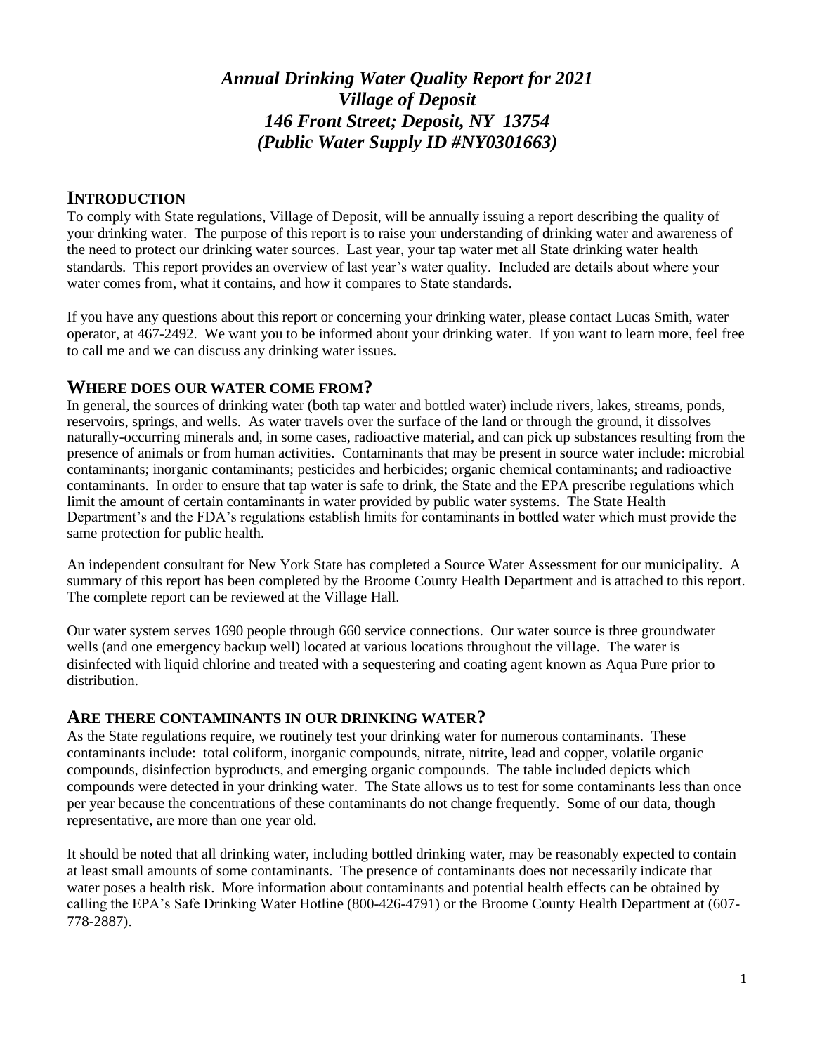# *Annual Drinking Water Quality Report for 2021*
# *Village of Deposit*
# *146 Front Street; Deposit, NY 13754*
# *(Public Water Supply ID #NY0301663)*

## INTRODUCTION

To comply with State regulations, Village of Deposit, will be annually issuing a report describing the quality of your drinking water. The purpose of this report is to raise your understanding of drinking water and awareness of the need to protect our drinking water sources. Last year, your tap water met all State drinking water health standards. This report provides an overview of last year's water quality. Included are details about where your water comes from, what it contains, and how it compares to State standards.

If you have any questions about this report or concerning your drinking water, please contact Lucas Smith, water operator, at 467-2492. We want you to be informed about your drinking water. If you want to learn more, feel free to call me and we can discuss any drinking water issues.

## WHERE DOES OUR WATER COME FROM?

In general, the sources of drinking water (both tap water and bottled water) include rivers, lakes, streams, ponds, reservoirs, springs, and wells. As water travels over the surface of the land or through the ground, it dissolves naturally-occurring minerals and, in some cases, radioactive material, and can pick up substances resulting from the presence of animals or from human activities. Contaminants that may be present in source water include: microbial contaminants; inorganic contaminants; pesticides and herbicides; organic chemical contaminants; and radioactive contaminants. In order to ensure that tap water is safe to drink, the State and the EPA prescribe regulations which limit the amount of certain contaminants in water provided by public water systems. The State Health Department's and the FDA's regulations establish limits for contaminants in bottled water which must provide the same protection for public health.

An independent consultant for New York State has completed a Source Water Assessment for our municipality. A summary of this report has been completed by the Broome County Health Department and is attached to this report. The complete report can be reviewed at the Village Hall.

Our water system serves 1690 people through 660 service connections. Our water source is three groundwater wells (and one emergency backup well) located at various locations throughout the village. The water is disinfected with liquid chlorine and treated with a sequestering and coating agent known as Aqua Pure prior to distribution.

## ARE THERE CONTAMINANTS IN OUR DRINKING WATER?

As the State regulations require, we routinely test your drinking water for numerous contaminants. These contaminants include: total coliform, inorganic compounds, nitrate, nitrite, lead and copper, volatile organic compounds, disinfection byproducts, and emerging organic compounds. The table included depicts which compounds were detected in your drinking water. The State allows us to test for some contaminants less than once per year because the concentrations of these contaminants do not change frequently. Some of our data, though representative, are more than one year old.

It should be noted that all drinking water, including bottled drinking water, may be reasonably expected to contain at least small amounts of some contaminants. The presence of contaminants does not necessarily indicate that water poses a health risk. More information about contaminants and potential health effects can be obtained by calling the EPA's Safe Drinking Water Hotline (800-426-4791) or the Broome County Health Department at (607-778-2887).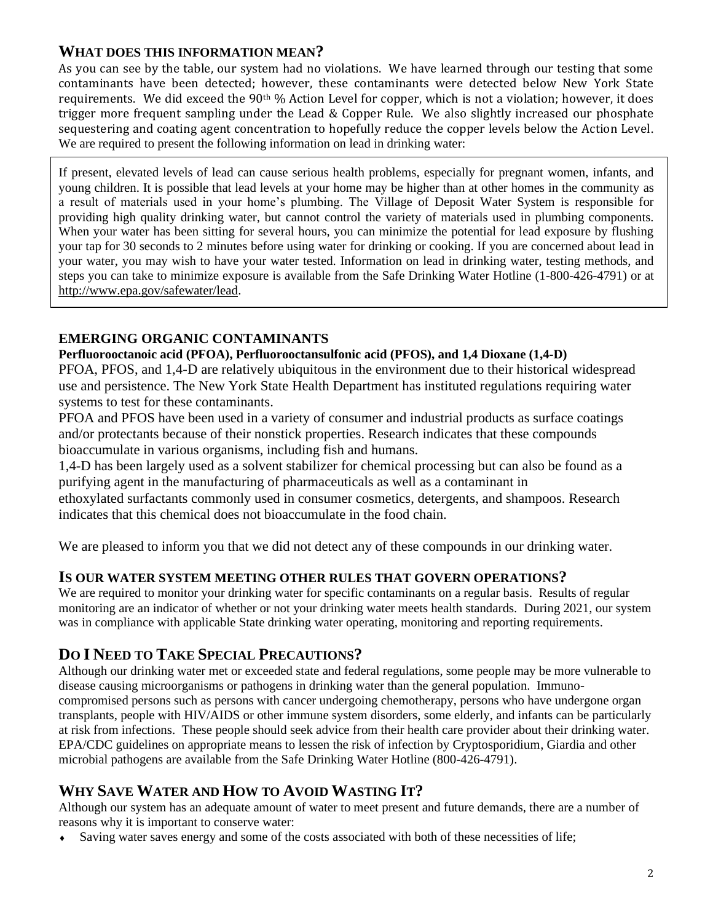## WHAT DOES THIS INFORMATION MEAN?

As you can see by the table, our system had no violations. We have learned through our testing that some contaminants have been detected; however, these contaminants were detected below New York State requirements. We did exceed the 90th % Action Level for copper, which is not a violation; however, it does trigger more frequent sampling under the Lead & Copper Rule. We also slightly increased our phosphate sequestering and coating agent concentration to hopefully reduce the copper levels below the Action Level. We are required to present the following information on lead in drinking water:

> If present, elevated levels of lead can cause serious health problems, especially for pregnant women, infants, and young children. It is possible that lead levels at your home may be higher than at other homes in the community as a result of materials used in your home's plumbing. The Village of Deposit Water System is responsible for providing high quality drinking water, but cannot control the variety of materials used in plumbing components. When your water has been sitting for several hours, you can minimize the potential for lead exposure by flushing your tap for 30 seconds to 2 minutes before using water for drinking or cooking. If you are concerned about lead in your water, you may wish to have your water tested. Information on lead in drinking water, testing methods, and steps you can take to minimize exposure is available from the Safe Drinking Water Hotline (1-800-426-4791) or at http://www.epa.gov/safewater/lead.

### EMERGING ORGANIC CONTAMINANTS

**Perfluorooctanoic acid (PFOA), Perfluorooctansulfonic acid (PFOS), and 1,4 Dioxane (1,4-D)**

PFOA, PFOS, and 1,4-D are relatively ubiquitous in the environment due to their historical widespread use and persistence. The New York State Health Department has instituted regulations requiring water systems to test for these contaminants.

PFOA and PFOS have been used in a variety of consumer and industrial products as surface coatings and/or protectants because of their nonstick properties. Research indicates that these compounds bioaccumulate in various organisms, including fish and humans.

1,4-D has been largely used as a solvent stabilizer for chemical processing but can also be found as a purifying agent in the manufacturing of pharmaceuticals as well as a contaminant in ethoxylated surfactants commonly used in consumer cosmetics, detergents, and shampoos. Research indicates that this chemical does not bioaccumulate in the food chain.

We are pleased to inform you that we did not detect any of these compounds in our drinking water.

## IS OUR WATER SYSTEM MEETING OTHER RULES THAT GOVERN OPERATIONS?

We are required to monitor your drinking water for specific contaminants on a regular basis. Results of regular monitoring are an indicator of whether or not your drinking water meets health standards. During 2021, our system was in compliance with applicable State drinking water operating, monitoring and reporting requirements.

## DO I NEED TO TAKE SPECIAL PRECAUTIONS?

Although our drinking water met or exceeded state and federal regulations, some people may be more vulnerable to disease causing microorganisms or pathogens in drinking water than the general population. Immuno-compromised persons such as persons with cancer undergoing chemotherapy, persons who have undergone organ transplants, people with HIV/AIDS or other immune system disorders, some elderly, and infants can be particularly at risk from infections. These people should seek advice from their health care provider about their drinking water. EPA/CDC guidelines on appropriate means to lessen the risk of infection by Cryptosporidium, Giardia and other microbial pathogens are available from the Safe Drinking Water Hotline (800-426-4791).

## WHY SAVE WATER AND HOW TO AVOID WASTING IT?

Although our system has an adequate amount of water to meet present and future demands, there are a number of reasons why it is important to conserve water:

- Saving water saves energy and some of the costs associated with both of these necessities of life;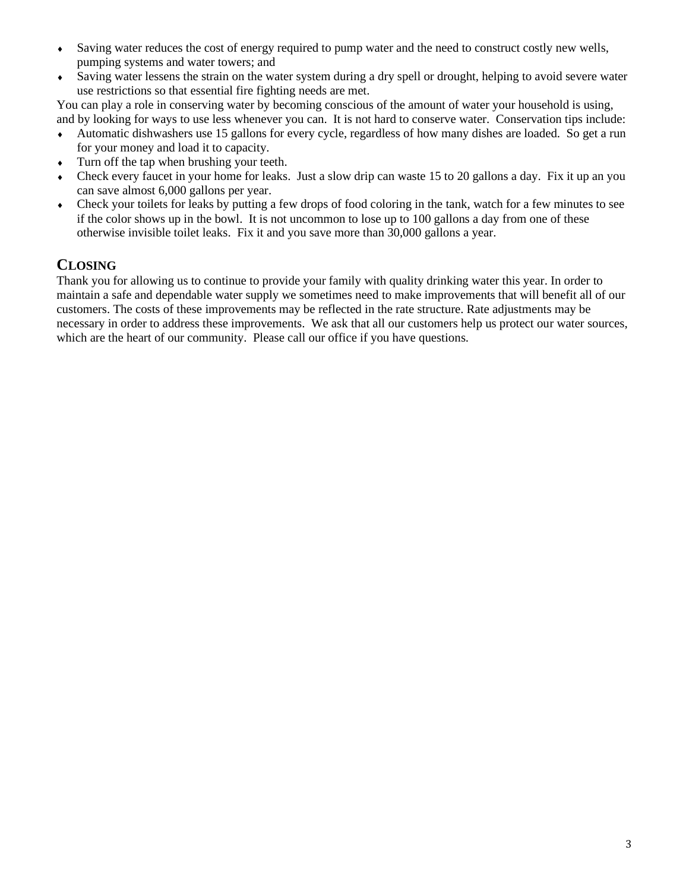- Saving water reduces the cost of energy required to pump water and the need to construct costly new wells, pumping systems and water towers; and
- Saving water lessens the strain on the water system during a dry spell or drought, helping to avoid severe water use restrictions so that essential fire fighting needs are met.

You can play a role in conserving water by becoming conscious of the amount of water your household is using, and by looking for ways to use less whenever you can. It is not hard to conserve water. Conservation tips include:

- Automatic dishwashers use 15 gallons for every cycle, regardless of how many dishes are loaded. So get a run for your money and load it to capacity.
- Turn off the tap when brushing your teeth.
- Check every faucet in your home for leaks. Just a slow drip can waste 15 to 20 gallons a day. Fix it up an you can save almost 6,000 gallons per year.
- Check your toilets for leaks by putting a few drops of food coloring in the tank, watch for a few minutes to see if the color shows up in the bowl. It is not uncommon to lose up to 100 gallons a day from one of these otherwise invisible toilet leaks. Fix it and you save more than 30,000 gallons a year.

## CLOSING

Thank you for allowing us to continue to provide your family with quality drinking water this year. In order to maintain a safe and dependable water supply we sometimes need to make improvements that will benefit all of our customers. The costs of these improvements may be reflected in the rate structure. Rate adjustments may be necessary in order to address these improvements. We ask that all our customers help us protect our water sources, which are the heart of our community. Please call our office if you have questions.